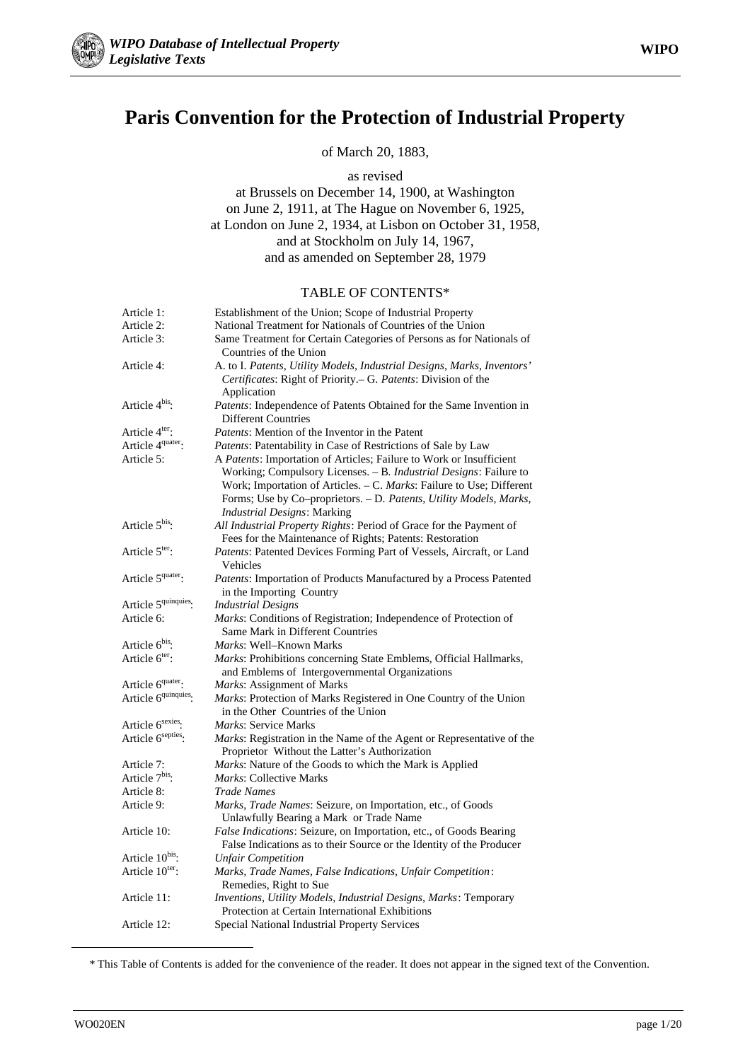# Paris Convention for the Protection of Industrial Property

of March 20, 1883,

as revised
at Brussels on December 14, 1900, at Washington
on June 2, 1911, at The Hague on November 6, 1925,
at London on June 2, 1934, at Lisbon on October 31, 1958,
and at Stockholm on July 14, 1967,
and as amended on September 28, 1979

## TABLE OF CONTENTS*

| | |
|---|---|
| Article 1: | Establishment of the Union; Scope of Industrial Property |
| Article 2: | National Treatment for Nationals of Countries of the Union |
| Article 3: | Same Treatment for Certain Categories of Persons as for Nationals of Countries of the Union |
| Article 4: | A. to I. *Patents, Utility Models, Industrial Designs, Marks, Inventors' Certificates*: Right of Priority.– G. *Patents*: Division of the Application |
| Article 4bis: | *Patents*: Independence of Patents Obtained for the Same Invention in Different Countries |
| Article 4ter: | *Patents*: Mention of the Inventor in the Patent |
| Article 4quater: | *Patents*: Patentability in Case of Restrictions of Sale by Law |
| Article 5: | A *Patents*: Importation of Articles; Failure to Work or Insufficient Working; Compulsory Licenses. – B. *Industrial Designs*: Failure to Work; Importation of Articles. – C. *Marks*: Failure to Use; Different Forms; Use by Co–proprietors. – D. *Patents, Utility Models, Marks, Industrial Designs*: Marking |
| Article 5bis: | *All Industrial Property Rights*: Period of Grace for the Payment of Fees for the Maintenance of Rights; Patents: Restoration |
| Article 5ter: | *Patents*: Patented Devices Forming Part of Vessels, Aircraft, or Land Vehicles |
| Article 5quater: | *Patents*: Importation of Products Manufactured by a Process Patented in the Importing Country |
| Article 5quinquies: | *Industrial Designs* |
| Article 6: | *Marks*: Conditions of Registration; Independence of Protection of Same Mark in Different Countries |
| Article 6bis: | *Marks*: Well–Known Marks |
| Article 6ter: | *Marks*: Prohibitions concerning State Emblems, Official Hallmarks, and Emblems of Intergovernmental Organizations |
| Article 6quater: | *Marks*: Assignment of Marks |
| Article 6quinquies: | *Marks*: Protection of Marks Registered in One Country of the Union in the Other Countries of the Union |
| Article 6sexies: | *Marks*: Service Marks |
| Article 6septies: | *Marks*: Registration in the Name of the Agent or Representative of the Proprietor Without the Latter's Authorization |
| Article 7: | *Marks*: Nature of the Goods to which the Mark is Applied |
| Article 7bis: | *Marks*: Collective Marks |
| Article 8: | *Trade Names* |
| Article 9: | *Marks, Trade Names*: Seizure, on Importation, etc., of Goods Unlawfully Bearing a Mark or Trade Name |
| Article 10: | *False Indications*: Seizure, on Importation, etc., of Goods Bearing False Indications as to their Source or the Identity of the Producer |
| Article 10bis: | *Unfair Competition* |
| Article 10ter: | *Marks, Trade Names, False Indications, Unfair Competition*: Remedies, Right to Sue |
| Article 11: | *Inventions, Utility Models, Industrial Designs, Marks*: Temporary Protection at Certain International Exhibitions |
| Article 12: | Special National Industrial Property Services |

\* This Table of Contents is added for the convenience of the reader. It does not appear in the signed text of the Convention.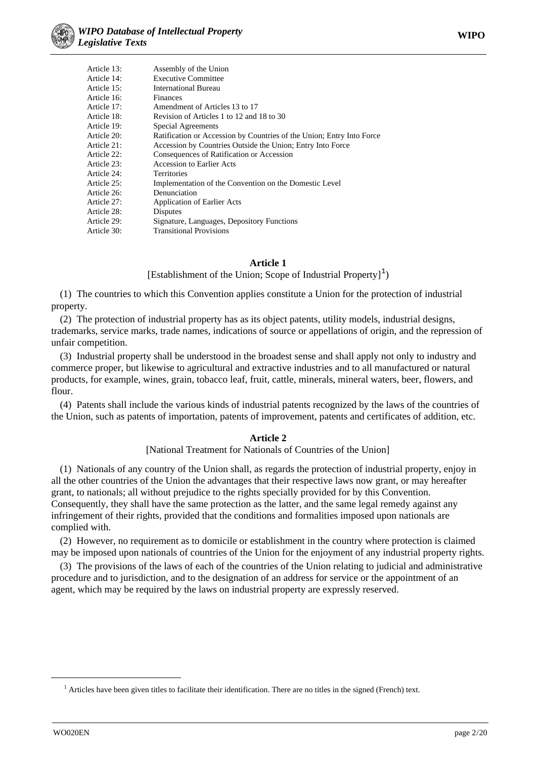| | |
|---|---|
| Article 13: | Assembly of the Union |
| Article 14: | Executive Committee |
| Article 15: | International Bureau |
| Article 16: | Finances |
| Article 17: | Amendment of Articles 13 to 17 |
| Article 18: | Revision of Articles 1 to 12 and 18 to 30 |
| Article 19: | Special Agreements |
| Article 20: | Ratification or Accession by Countries of the Union; Entry Into Force |
| Article 21: | Accession by Countries Outside the Union; Entry Into Force |
| Article 22: | Consequences of Ratification or Accession |
| Article 23: | Accession to Earlier Acts |
| Article 24: | Territories |
| Article 25: | Implementation of the Convention on the Domestic Level |
| Article 26: | Denunciation |
| Article 27: | Application of Earlier Acts |
| Article 28: | Disputes |
| Article 29: | Signature, Languages, Depository Functions |
| Article 30: | Transitional Provisions |

### Article 1

[Establishment of the Union; Scope of Industrial Property][1])

(1) The countries to which this Convention applies constitute a Union for the protection of industrial property.

(2) The protection of industrial property has as its object patents, utility models, industrial designs, trademarks, service marks, trade names, indications of source or appellations of origin, and the repression of unfair competition.

(3) Industrial property shall be understood in the broadest sense and shall apply not only to industry and commerce proper, but likewise to agricultural and extractive industries and to all manufactured or natural products, for example, wines, grain, tobacco leaf, fruit, cattle, minerals, mineral waters, beer, flowers, and flour.

(4) Patents shall include the various kinds of industrial patents recognized by the laws of the countries of the Union, such as patents of importation, patents of improvement, patents and certificates of addition, etc.

### Article 2

[National Treatment for Nationals of Countries of the Union]

(1) Nationals of any country of the Union shall, as regards the protection of industrial property, enjoy in all the other countries of the Union the advantages that their respective laws now grant, or may hereafter grant, to nationals; all without prejudice to the rights specially provided for by this Convention. Consequently, they shall have the same protection as the latter, and the same legal remedy against any infringement of their rights, provided that the conditions and formalities imposed upon nationals are complied with.

(2) However, no requirement as to domicile or establishment in the country where protection is claimed may be imposed upon nationals of countries of the Union for the enjoyment of any industrial property rights.

(3) The provisions of the laws of each of the countries of the Union relating to judicial and administrative procedure and to jurisdiction, and to the designation of an address for service or the appointment of an agent, which may be required by the laws on industrial property are expressly reserved.

---

[1] Articles have been given titles to facilitate their identification. There are no titles in the signed (French) text.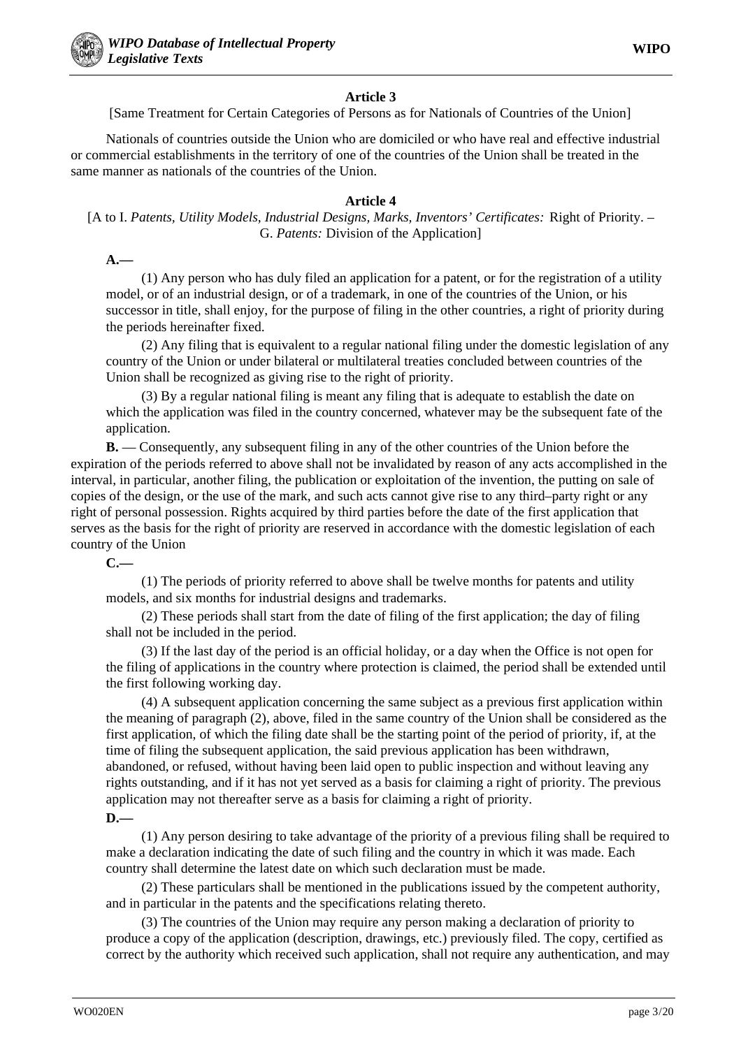### Article 3

[Same Treatment for Certain Categories of Persons as for Nationals of Countries of the Union]

Nationals of countries outside the Union who are domiciled or who have real and effective industrial or commercial establishments in the territory of one of the countries of the Union shall be treated in the same manner as nationals of the countries of the Union.

### Article 4

[A to I. *Patents, Utility Models, Industrial Designs, Marks, Inventors' Certificates:* Right of Priority. – G. *Patents:* Division of the Application]

**A.—**

(1) Any person who has duly filed an application for a patent, or for the registration of a utility model, or of an industrial design, or of a trademark, in one of the countries of the Union, or his successor in title, shall enjoy, for the purpose of filing in the other countries, a right of priority during the periods hereinafter fixed.

(2) Any filing that is equivalent to a regular national filing under the domestic legislation of any country of the Union or under bilateral or multilateral treaties concluded between countries of the Union shall be recognized as giving rise to the right of priority.

(3) By a regular national filing is meant any filing that is adequate to establish the date on which the application was filed in the country concerned, whatever may be the subsequent fate of the application.

**B.** — Consequently, any subsequent filing in any of the other countries of the Union before the expiration of the periods referred to above shall not be invalidated by reason of any acts accomplished in the interval, in particular, another filing, the publication or exploitation of the invention, the putting on sale of copies of the design, or the use of the mark, and such acts cannot give rise to any third–party right or any right of personal possession. Rights acquired by third parties before the date of the first application that serves as the basis for the right of priority are reserved in accordance with the domestic legislation of each country of the Union

**C.—**

(1) The periods of priority referred to above shall be twelve months for patents and utility models, and six months for industrial designs and trademarks.

(2) These periods shall start from the date of filing of the first application; the day of filing shall not be included in the period.

(3) If the last day of the period is an official holiday, or a day when the Office is not open for the filing of applications in the country where protection is claimed, the period shall be extended until the first following working day.

(4) A subsequent application concerning the same subject as a previous first application within the meaning of paragraph (2), above, filed in the same country of the Union shall be considered as the first application, of which the filing date shall be the starting point of the period of priority, if, at the time of filing the subsequent application, the said previous application has been withdrawn, abandoned, or refused, without having been laid open to public inspection and without leaving any rights outstanding, and if it has not yet served as a basis for claiming a right of priority. The previous application may not thereafter serve as a basis for claiming a right of priority.

**D.—**

(1) Any person desiring to take advantage of the priority of a previous filing shall be required to make a declaration indicating the date of such filing and the country in which it was made. Each country shall determine the latest date on which such declaration must be made.

(2) These particulars shall be mentioned in the publications issued by the competent authority, and in particular in the patents and the specifications relating thereto.

(3) The countries of the Union may require any person making a declaration of priority to produce a copy of the application (description, drawings, etc.) previously filed. The copy, certified as correct by the authority which received such application, shall not require any authentication, and may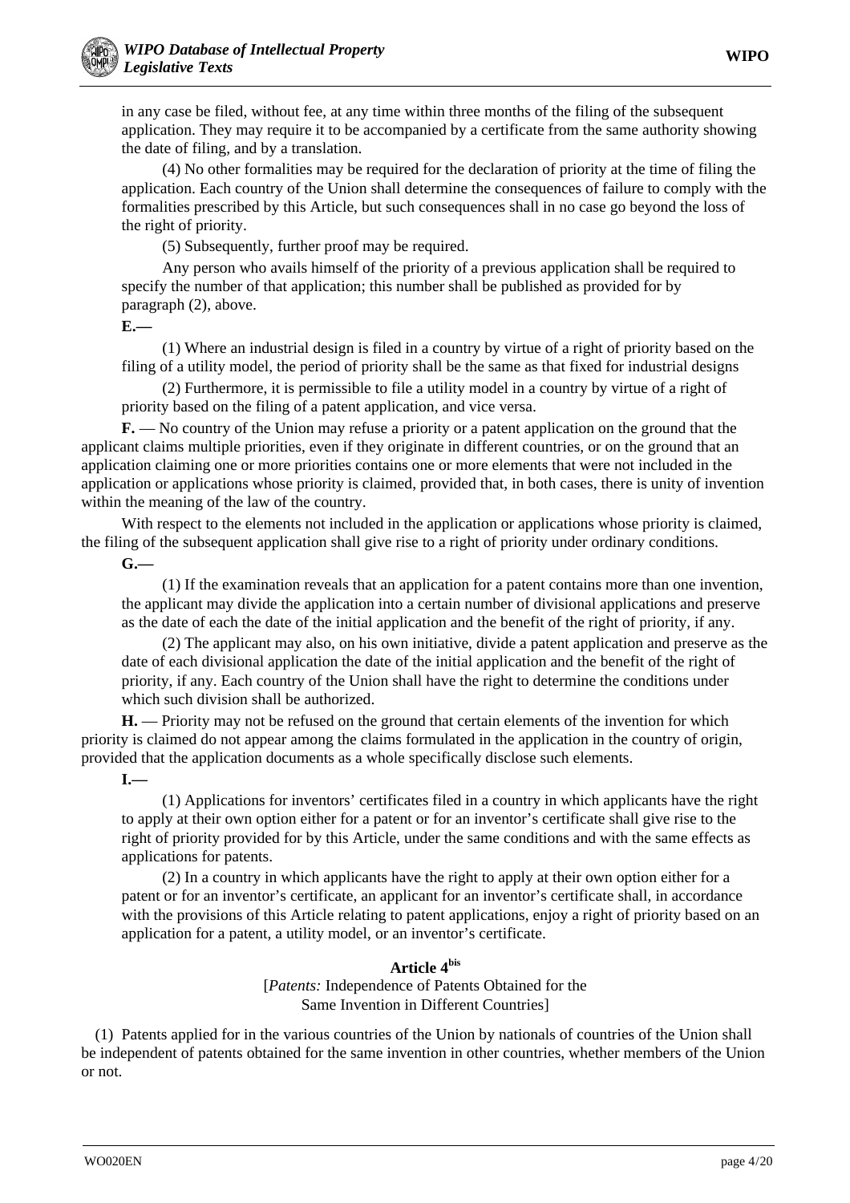in any case be filed, without fee, at any time within three months of the filing of the subsequent application. They may require it to be accompanied by a certificate from the same authority showing the date of filing, and by a translation.

(4) No other formalities may be required for the declaration of priority at the time of filing the application. Each country of the Union shall determine the consequences of failure to comply with the formalities prescribed by this Article, but such consequences shall in no case go beyond the loss of the right of priority.

(5) Subsequently, further proof may be required.

Any person who avails himself of the priority of a previous application shall be required to specify the number of that application; this number shall be published as provided for by paragraph (2), above.

**E.—**

(1) Where an industrial design is filed in a country by virtue of a right of priority based on the filing of a utility model, the period of priority shall be the same as that fixed for industrial designs

(2) Furthermore, it is permissible to file a utility model in a country by virtue of a right of priority based on the filing of a patent application, and vice versa.

**F.** — No country of the Union may refuse a priority or a patent application on the ground that the applicant claims multiple priorities, even if they originate in different countries, or on the ground that an application claiming one or more priorities contains one or more elements that were not included in the application or applications whose priority is claimed, provided that, in both cases, there is unity of invention within the meaning of the law of the country.

With respect to the elements not included in the application or applications whose priority is claimed, the filing of the subsequent application shall give rise to a right of priority under ordinary conditions.

**G.—**

(1) If the examination reveals that an application for a patent contains more than one invention, the applicant may divide the application into a certain number of divisional applications and preserve as the date of each the date of the initial application and the benefit of the right of priority, if any.

(2) The applicant may also, on his own initiative, divide a patent application and preserve as the date of each divisional application the date of the initial application and the benefit of the right of priority, if any. Each country of the Union shall have the right to determine the conditions under which such division shall be authorized.

**H.** — Priority may not be refused on the ground that certain elements of the invention for which priority is claimed do not appear among the claims formulated in the application in the country of origin, provided that the application documents as a whole specifically disclose such elements.

**I.—**

(1) Applications for inventors' certificates filed in a country in which applicants have the right to apply at their own option either for a patent or for an inventor's certificate shall give rise to the right of priority provided for by this Article, under the same conditions and with the same effects as applications for patents.

(2) In a country in which applicants have the right to apply at their own option either for a patent or for an inventor's certificate, an applicant for an inventor's certificate shall, in accordance with the provisions of this Article relating to patent applications, enjoy a right of priority based on an application for a patent, a utility model, or an inventor's certificate.

## Article 4^bis

[*Patents:* Independence of Patents Obtained for the Same Invention in Different Countries]

(1) Patents applied for in the various countries of the Union by nationals of countries of the Union shall be independent of patents obtained for the same invention in other countries, whether members of the Union or not.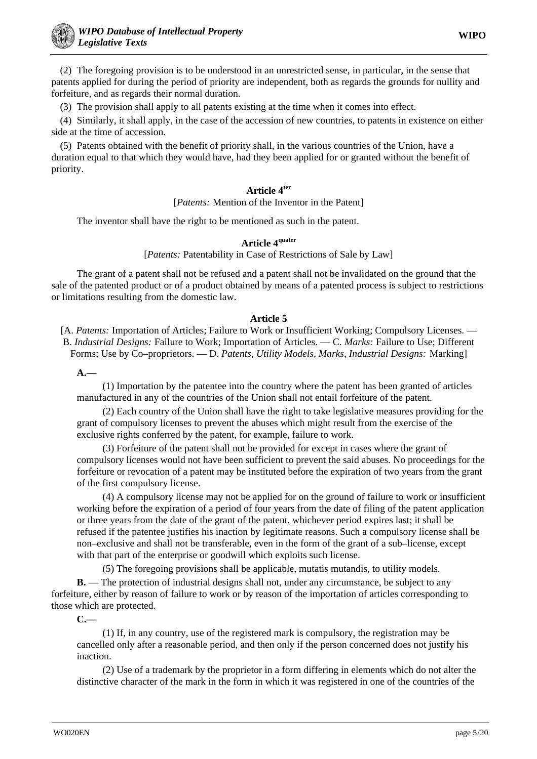(2) The foregoing provision is to be understood in an unrestricted sense, in particular, in the sense that patents applied for during the period of priority are independent, both as regards the grounds for nullity and forfeiture, and as regards their normal duration.

(3) The provision shall apply to all patents existing at the time when it comes into effect.

(4) Similarly, it shall apply, in the case of the accession of new countries, to patents in existence on either side at the time of accession.

(5) Patents obtained with the benefit of priority shall, in the various countries of the Union, have a duration equal to that which they would have, had they been applied for or granted without the benefit of priority.

### Article 4[ter]

[*Patents:* Mention of the Inventor in the Patent]

The inventor shall have the right to be mentioned as such in the patent.

### Article 4[quater]

[*Patents:* Patentability in Case of Restrictions of Sale by Law]

The grant of a patent shall not be refused and a patent shall not be invalidated on the ground that the sale of the patented product or of a product obtained by means of a patented process is subject to restrictions or limitations resulting from the domestic law.

### Article 5

[A. *Patents:* Importation of Articles; Failure to Work or Insufficient Working; Compulsory Licenses. — B. *Industrial Designs:* Failure to Work; Importation of Articles. — C. *Marks:* Failure to Use; Different Forms; Use by Co–proprietors. — D. *Patents, Utility Models, Marks, Industrial Designs:* Marking]

**A.—**

(1) Importation by the patentee into the country where the patent has been granted of articles manufactured in any of the countries of the Union shall not entail forfeiture of the patent.

(2) Each country of the Union shall have the right to take legislative measures providing for the grant of compulsory licenses to prevent the abuses which might result from the exercise of the exclusive rights conferred by the patent, for example, failure to work.

(3) Forfeiture of the patent shall not be provided for except in cases where the grant of compulsory licenses would not have been sufficient to prevent the said abuses. No proceedings for the forfeiture or revocation of a patent may be instituted before the expiration of two years from the grant of the first compulsory license.

(4) A compulsory license may not be applied for on the ground of failure to work or insufficient working before the expiration of a period of four years from the date of filing of the patent application or three years from the date of the grant of the patent, whichever period expires last; it shall be refused if the patentee justifies his inaction by legitimate reasons. Such a compulsory license shall be non–exclusive and shall not be transferable, even in the form of the grant of a sub–license, except with that part of the enterprise or goodwill which exploits such license.

(5) The foregoing provisions shall be applicable, mutatis mutandis, to utility models.

**B.** — The protection of industrial designs shall not, under any circumstance, be subject to any forfeiture, either by reason of failure to work or by reason of the importation of articles corresponding to those which are protected.

**C.—**

(1) If, in any country, use of the registered mark is compulsory, the registration may be cancelled only after a reasonable period, and then only if the person concerned does not justify his inaction.

(2) Use of a trademark by the proprietor in a form differing in elements which do not alter the distinctive character of the mark in the form in which it was registered in one of the countries of the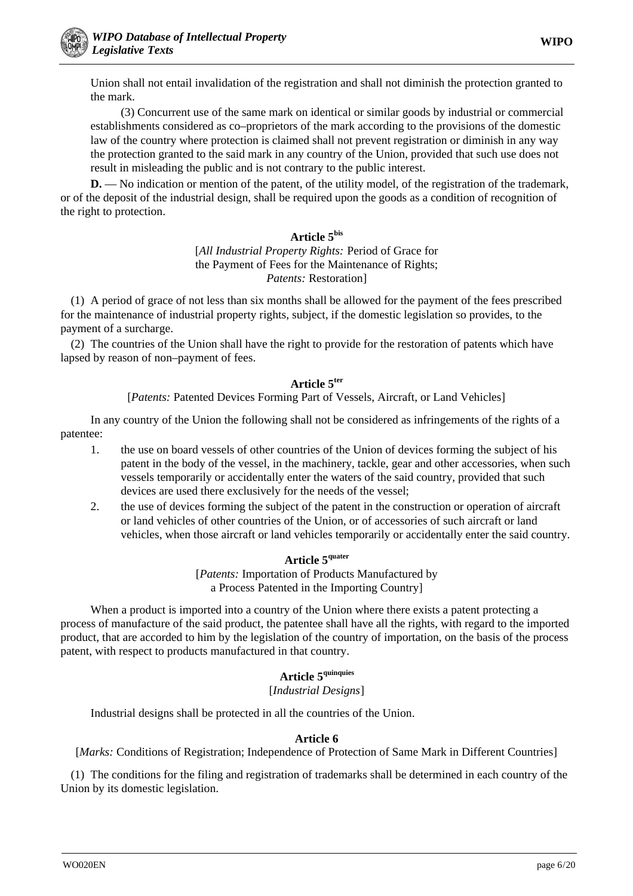Union shall not entail invalidation of the registration and shall not diminish the protection granted to the mark.

(3) Concurrent use of the same mark on identical or similar goods by industrial or commercial establishments considered as co–proprietors of the mark according to the provisions of the domestic law of the country where protection is claimed shall not prevent registration or diminish in any way the protection granted to the said mark in any country of the Union, provided that such use does not result in misleading the public and is not contrary to the public interest.

**D.** — No indication or mention of the patent, of the utility model, of the registration of the trademark, or of the deposit of the industrial design, shall be required upon the goods as a condition of recognition of the right to protection.

### Article 5^bis^

[*All Industrial Property Rights:* Period of Grace for the Payment of Fees for the Maintenance of Rights; *Patents:* Restoration]

(1) A period of grace of not less than six months shall be allowed for the payment of the fees prescribed for the maintenance of industrial property rights, subject, if the domestic legislation so provides, to the payment of a surcharge.

(2) The countries of the Union shall have the right to provide for the restoration of patents which have lapsed by reason of non–payment of fees.

### Article 5^ter^

[*Patents:* Patented Devices Forming Part of Vessels, Aircraft, or Land Vehicles]

In any country of the Union the following shall not be considered as infringements of the rights of a patentee:

1. the use on board vessels of other countries of the Union of devices forming the subject of his patent in the body of the vessel, in the machinery, tackle, gear and other accessories, when such vessels temporarily or accidentally enter the waters of the said country, provided that such devices are used there exclusively for the needs of the vessel;
2. the use of devices forming the subject of the patent in the construction or operation of aircraft or land vehicles of other countries of the Union, or of accessories of such aircraft or land vehicles, when those aircraft or land vehicles temporarily or accidentally enter the said country.

### Article 5^quater^

[*Patents:* Importation of Products Manufactured by a Process Patented in the Importing Country]

When a product is imported into a country of the Union where there exists a patent protecting a process of manufacture of the said product, the patentee shall have all the rights, with regard to the imported product, that are accorded to him by the legislation of the country of importation, on the basis of the process patent, with respect to products manufactured in that country.

### Article 5^quinquies^

[*Industrial Designs*]

Industrial designs shall be protected in all the countries of the Union.

### Article 6

[*Marks:* Conditions of Registration; Independence of Protection of Same Mark in Different Countries]

(1) The conditions for the filing and registration of trademarks shall be determined in each country of the Union by its domestic legislation.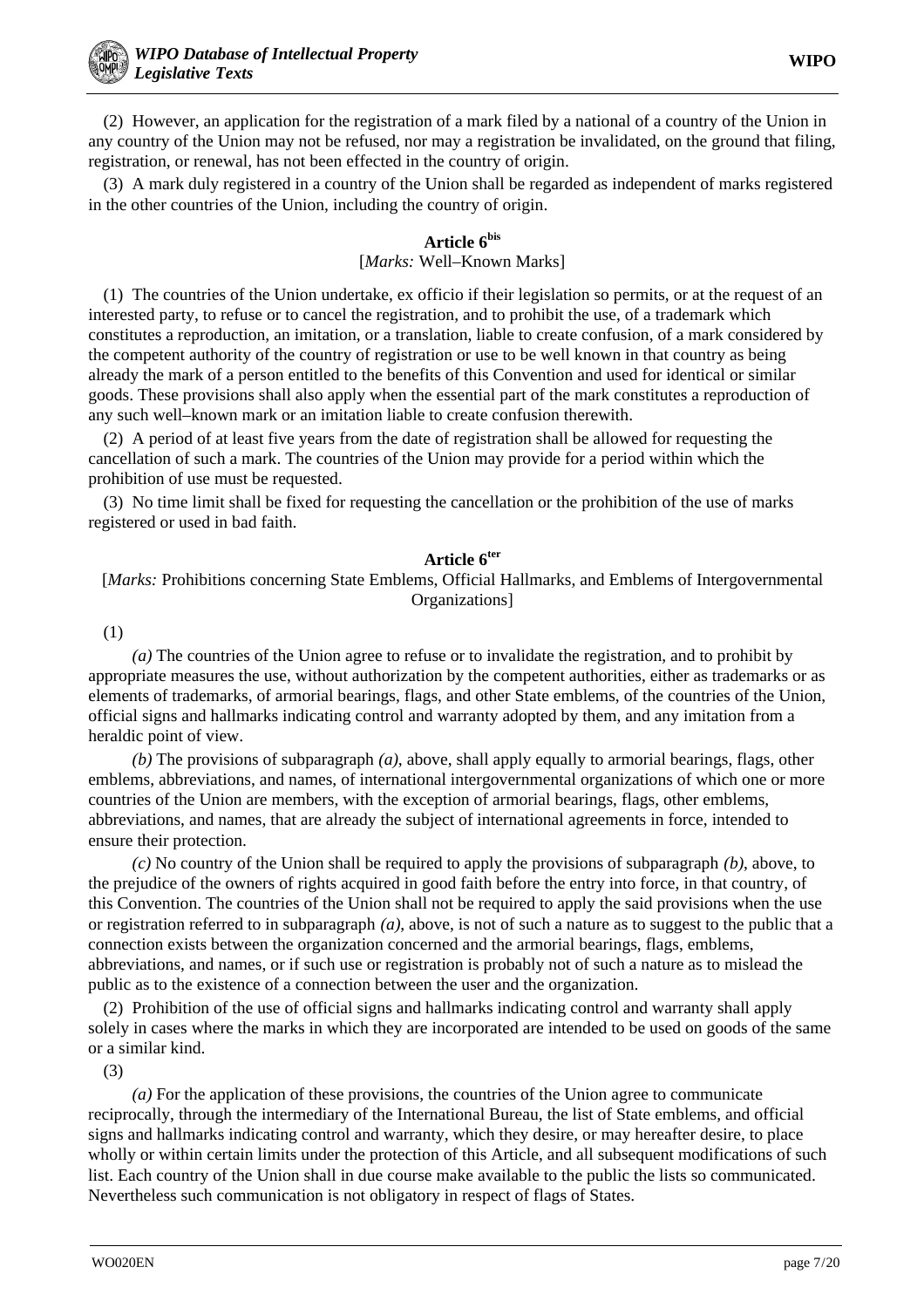(2) However, an application for the registration of a mark filed by a national of a country of the Union in any country of the Union may not be refused, nor may a registration be invalidated, on the ground that filing, registration, or renewal, has not been effected in the country of origin.

(3) A mark duly registered in a country of the Union shall be regarded as independent of marks registered in the other countries of the Union, including the country of origin.

### Article 6[bis]

[*Marks:* Well–Known Marks]

(1) The countries of the Union undertake, ex officio if their legislation so permits, or at the request of an interested party, to refuse or to cancel the registration, and to prohibit the use, of a trademark which constitutes a reproduction, an imitation, or a translation, liable to create confusion, of a mark considered by the competent authority of the country of registration or use to be well known in that country as being already the mark of a person entitled to the benefits of this Convention and used for identical or similar goods. These provisions shall also apply when the essential part of the mark constitutes a reproduction of any such well–known mark or an imitation liable to create confusion therewith.

(2) A period of at least five years from the date of registration shall be allowed for requesting the cancellation of such a mark. The countries of the Union may provide for a period within which the prohibition of use must be requested.

(3) No time limit shall be fixed for requesting the cancellation or the prohibition of the use of marks registered or used in bad faith.

### Article 6[ter]

[*Marks:* Prohibitions concerning State Emblems, Official Hallmarks, and Emblems of Intergovernmental Organizations]

(1)

*(a)* The countries of the Union agree to refuse or to invalidate the registration, and to prohibit by appropriate measures the use, without authorization by the competent authorities, either as trademarks or as elements of trademarks, of armorial bearings, flags, and other State emblems, of the countries of the Union, official signs and hallmarks indicating control and warranty adopted by them, and any imitation from a heraldic point of view.

*(b)* The provisions of subparagraph *(a)*, above, shall apply equally to armorial bearings, flags, other emblems, abbreviations, and names, of international intergovernmental organizations of which one or more countries of the Union are members, with the exception of armorial bearings, flags, other emblems, abbreviations, and names, that are already the subject of international agreements in force, intended to ensure their protection.

*(c)* No country of the Union shall be required to apply the provisions of subparagraph *(b)*, above, to the prejudice of the owners of rights acquired in good faith before the entry into force, in that country, of this Convention. The countries of the Union shall not be required to apply the said provisions when the use or registration referred to in subparagraph *(a)*, above, is not of such a nature as to suggest to the public that a connection exists between the organization concerned and the armorial bearings, flags, emblems, abbreviations, and names, or if such use or registration is probably not of such a nature as to mislead the public as to the existence of a connection between the user and the organization.

(2) Prohibition of the use of official signs and hallmarks indicating control and warranty shall apply solely in cases where the marks in which they are incorporated are intended to be used on goods of the same or a similar kind.

(3)

*(a)* For the application of these provisions, the countries of the Union agree to communicate reciprocally, through the intermediary of the International Bureau, the list of State emblems, and official signs and hallmarks indicating control and warranty, which they desire, or may hereafter desire, to place wholly or within certain limits under the protection of this Article, and all subsequent modifications of such list. Each country of the Union shall in due course make available to the public the lists so communicated. Nevertheless such communication is not obligatory in respect of flags of States.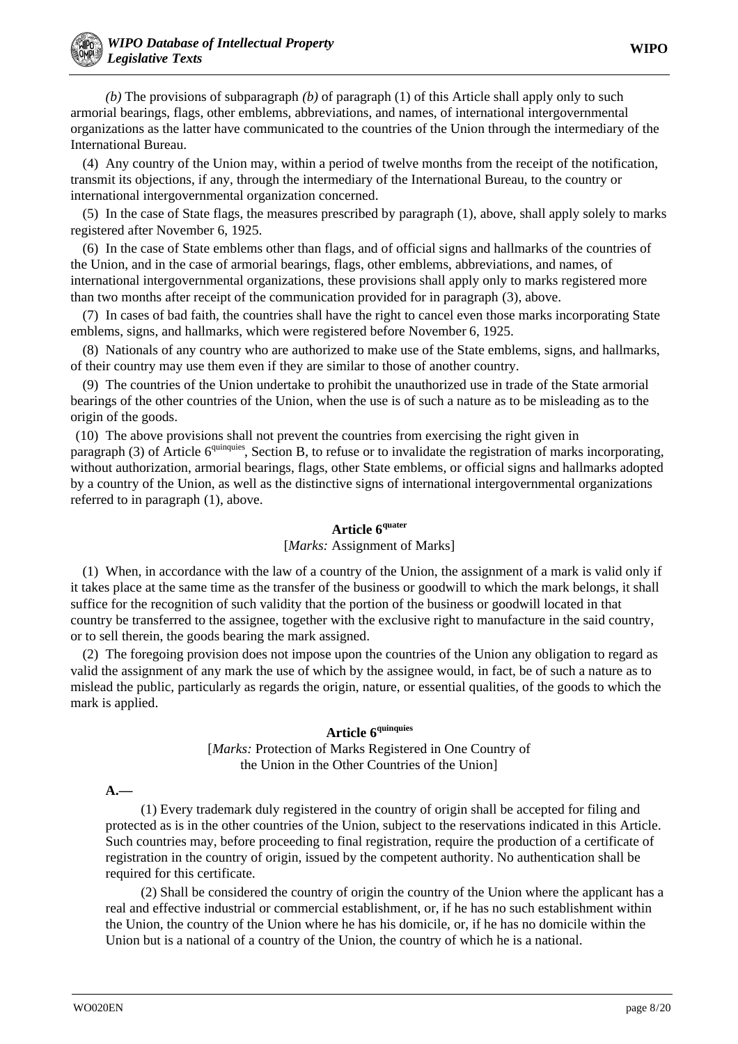*(b)* The provisions of subparagraph *(b)* of paragraph (1) of this Article shall apply only to such armorial bearings, flags, other emblems, abbreviations, and names, of international intergovernmental organizations as the latter have communicated to the countries of the Union through the intermediary of the International Bureau.

(4) Any country of the Union may, within a period of twelve months from the receipt of the notification, transmit its objections, if any, through the intermediary of the International Bureau, to the country or international intergovernmental organization concerned.

(5) In the case of State flags, the measures prescribed by paragraph (1), above, shall apply solely to marks registered after November 6, 1925.

(6) In the case of State emblems other than flags, and of official signs and hallmarks of the countries of the Union, and in the case of armorial bearings, flags, other emblems, abbreviations, and names, of international intergovernmental organizations, these provisions shall apply only to marks registered more than two months after receipt of the communication provided for in paragraph (3), above.

(7) In cases of bad faith, the countries shall have the right to cancel even those marks incorporating State emblems, signs, and hallmarks, which were registered before November 6, 1925.

(8) Nationals of any country who are authorized to make use of the State emblems, signs, and hallmarks, of their country may use them even if they are similar to those of another country.

(9) The countries of the Union undertake to prohibit the unauthorized use in trade of the State armorial bearings of the other countries of the Union, when the use is of such a nature as to be misleading as to the origin of the goods.

(10) The above provisions shall not prevent the countries from exercising the right given in paragraph (3) of Article 6quinquies, Section B, to refuse or to invalidate the registration of marks incorporating, without authorization, armorial bearings, flags, other State emblems, or official signs and hallmarks adopted by a country of the Union, as well as the distinctive signs of international intergovernmental organizations referred to in paragraph (1), above.

## Article 6quater

[*Marks:* Assignment of Marks]

(1) When, in accordance with the law of a country of the Union, the assignment of a mark is valid only if it takes place at the same time as the transfer of the business or goodwill to which the mark belongs, it shall suffice for the recognition of such validity that the portion of the business or goodwill located in that country be transferred to the assignee, together with the exclusive right to manufacture in the said country, or to sell therein, the goods bearing the mark assigned.

(2) The foregoing provision does not impose upon the countries of the Union any obligation to regard as valid the assignment of any mark the use of which by the assignee would, in fact, be of such a nature as to mislead the public, particularly as regards the origin, nature, or essential qualities, of the goods to which the mark is applied.

## Article 6quinquies

[*Marks:* Protection of Marks Registered in One Country of the Union in the Other Countries of the Union]

**A.—**

(1) Every trademark duly registered in the country of origin shall be accepted for filing and protected as is in the other countries of the Union, subject to the reservations indicated in this Article. Such countries may, before proceeding to final registration, require the production of a certificate of registration in the country of origin, issued by the competent authority. No authentication shall be required for this certificate.

(2) Shall be considered the country of origin the country of the Union where the applicant has a real and effective industrial or commercial establishment, or, if he has no such establishment within the Union, the country of the Union where he has his domicile, or, if he has no domicile within the Union but is a national of a country of the Union, the country of which he is a national.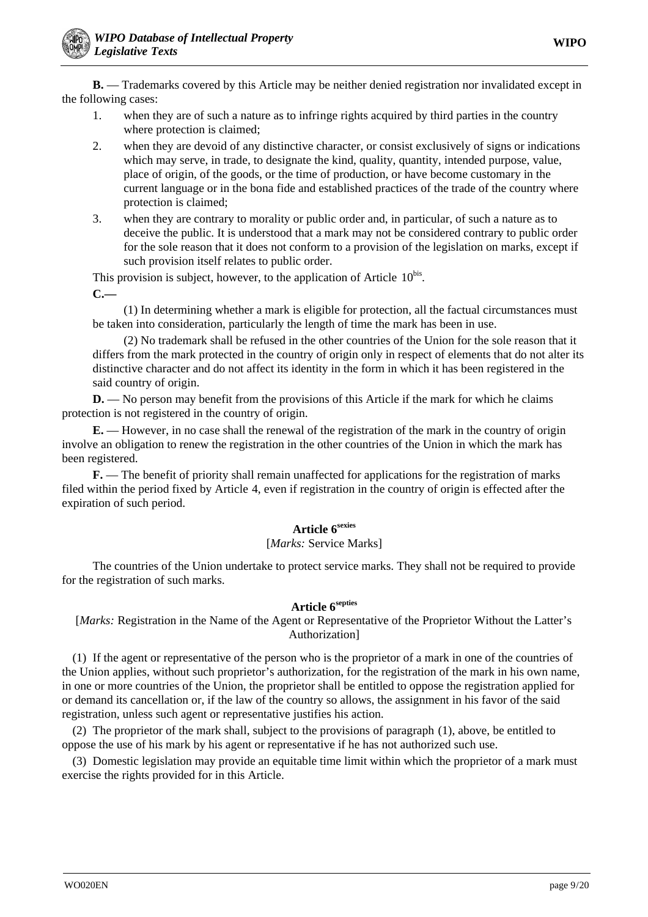**B.** — Trademarks covered by this Article may be neither denied registration nor invalidated except in the following cases:

1. when they are of such a nature as to infringe rights acquired by third parties in the country where protection is claimed;
2. when they are devoid of any distinctive character, or consist exclusively of signs or indications which may serve, in trade, to designate the kind, quality, quantity, intended purpose, value, place of origin, of the goods, or the time of production, or have become customary in the current language or in the bona fide and established practices of the trade of the country where protection is claimed;
3. when they are contrary to morality or public order and, in particular, of such a nature as to deceive the public. It is understood that a mark may not be considered contrary to public order for the sole reason that it does not conform to a provision of the legislation on marks, except if such provision itself relates to public order.

This provision is subject, however, to the application of Article 10bis.

**C.—**

(1) In determining whether a mark is eligible for protection, all the factual circumstances must be taken into consideration, particularly the length of time the mark has been in use.

(2) No trademark shall be refused in the other countries of the Union for the sole reason that it differs from the mark protected in the country of origin only in respect of elements that do not alter its distinctive character and do not affect its identity in the form in which it has been registered in the said country of origin.

**D.** — No person may benefit from the provisions of this Article if the mark for which he claims protection is not registered in the country of origin.

**E.** — However, in no case shall the renewal of the registration of the mark in the country of origin involve an obligation to renew the registration in the other countries of the Union in which the mark has been registered.

**F.** — The benefit of priority shall remain unaffected for applications for the registration of marks filed within the period fixed by Article 4, even if registration in the country of origin is effected after the expiration of such period.

### Article 6sexies

[*Marks:* Service Marks]

The countries of the Union undertake to protect service marks. They shall not be required to provide for the registration of such marks.

### Article 6septies

[*Marks:* Registration in the Name of the Agent or Representative of the Proprietor Without the Latter's Authorization]

(1) If the agent or representative of the person who is the proprietor of a mark in one of the countries of the Union applies, without such proprietor's authorization, for the registration of the mark in his own name, in one or more countries of the Union, the proprietor shall be entitled to oppose the registration applied for or demand its cancellation or, if the law of the country so allows, the assignment in his favor of the said registration, unless such agent or representative justifies his action.

(2) The proprietor of the mark shall, subject to the provisions of paragraph (1), above, be entitled to oppose the use of his mark by his agent or representative if he has not authorized such use.

(3) Domestic legislation may provide an equitable time limit within which the proprietor of a mark must exercise the rights provided for in this Article.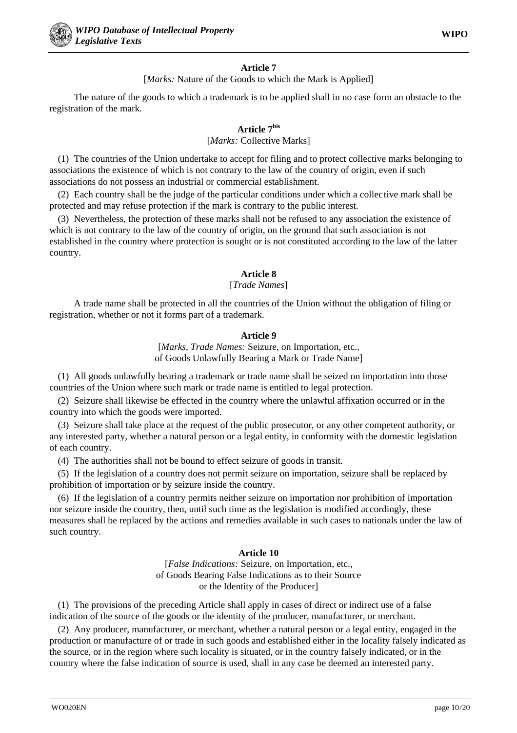**Article 7**

[*Marks:* Nature of the Goods to which the Mark is Applied]

The nature of the goods to which a trademark is to be applied shall in no case form an obstacle to the registration of the mark.

**Article 7^bis**

[*Marks:* Collective Marks]

(1) The countries of the Union undertake to accept for filing and to protect collective marks belonging to associations the existence of which is not contrary to the law of the country of origin, even if such associations do not possess an industrial or commercial establishment.

(2) Each country shall be the judge of the particular conditions under which a collective mark shall be protected and may refuse protection if the mark is contrary to the public interest.

(3) Nevertheless, the protection of these marks shall not be refused to any association the existence of which is not contrary to the law of the country of origin, on the ground that such association is not established in the country where protection is sought or is not constituted according to the law of the latter country.

**Article 8**

[*Trade Names*]

A trade name shall be protected in all the countries of the Union without the obligation of filing or registration, whether or not it forms part of a trademark.

**Article 9**

[*Marks, Trade Names:* Seizure, on Importation, etc., of Goods Unlawfully Bearing a Mark or Trade Name]

(1) All goods unlawfully bearing a trademark or trade name shall be seized on importation into those countries of the Union where such mark or trade name is entitled to legal protection.

(2) Seizure shall likewise be effected in the country where the unlawful affixation occurred or in the country into which the goods were imported.

(3) Seizure shall take place at the request of the public prosecutor, or any other competent authority, or any interested party, whether a natural person or a legal entity, in conformity with the domestic legislation of each country.

(4) The authorities shall not be bound to effect seizure of goods in transit.

(5) If the legislation of a country does not permit seizure on importation, seizure shall be replaced by prohibition of importation or by seizure inside the country.

(6) If the legislation of a country permits neither seizure on importation nor prohibition of importation nor seizure inside the country, then, until such time as the legislation is modified accordingly, these measures shall be replaced by the actions and remedies available in such cases to nationals under the law of such country.

**Article 10**

[*False Indications:* Seizure, on Importation, etc., of Goods Bearing False Indications as to their Source or the Identity of the Producer]

(1) The provisions of the preceding Article shall apply in cases of direct or indirect use of a false indication of the source of the goods or the identity of the producer, manufacturer, or merchant.

(2) Any producer, manufacturer, or merchant, whether a natural person or a legal entity, engaged in the production or manufacture of or trade in such goods and established either in the locality falsely indicated as the source, or in the region where such locality is situated, or in the country falsely indicated, or in the country where the false indication of source is used, shall in any case be deemed an interested party.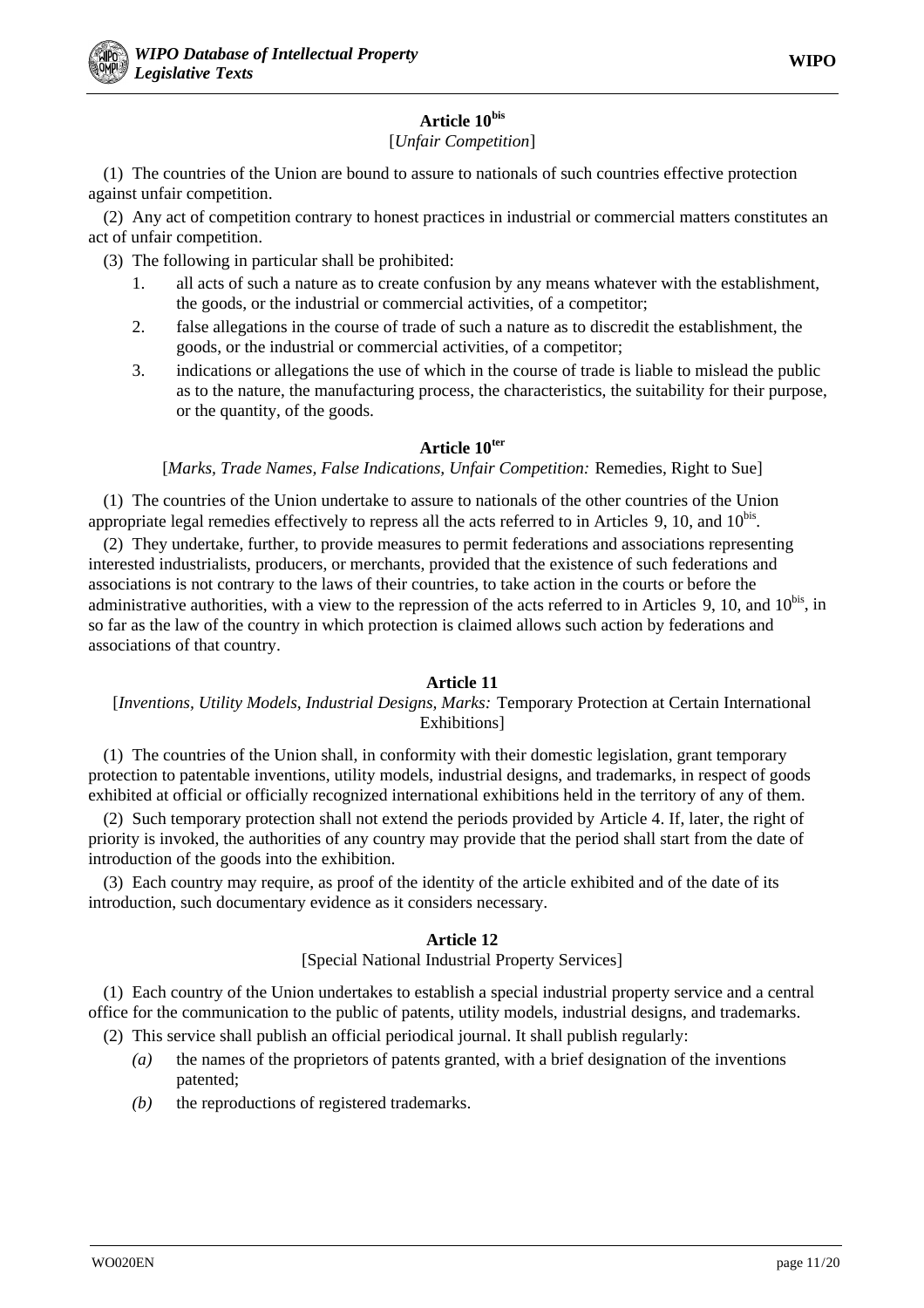### Article 10[bis]

[*Unfair Competition*]

(1) The countries of the Union are bound to assure to nationals of such countries effective protection against unfair competition.

(2) Any act of competition contrary to honest practices in industrial or commercial matters constitutes an act of unfair competition.

(3) The following in particular shall be prohibited:

1. all acts of such a nature as to create confusion by any means whatever with the establishment, the goods, or the industrial or commercial activities, of a competitor;
2. false allegations in the course of trade of such a nature as to discredit the establishment, the goods, or the industrial or commercial activities, of a competitor;
3. indications or allegations the use of which in the course of trade is liable to mislead the public as to the nature, the manufacturing process, the characteristics, the suitability for their purpose, or the quantity, of the goods.

### Article 10[ter]

[*Marks, Trade Names, False Indications, Unfair Competition:* Remedies, Right to Sue]

(1) The countries of the Union undertake to assure to nationals of the other countries of the Union appropriate legal remedies effectively to repress all the acts referred to in Articles 9, 10, and 10[bis].

(2) They undertake, further, to provide measures to permit federations and associations representing interested industrialists, producers, or merchants, provided that the existence of such federations and associations is not contrary to the laws of their countries, to take action in the courts or before the administrative authorities, with a view to the repression of the acts referred to in Articles 9, 10, and 10[bis], in so far as the law of the country in which protection is claimed allows such action by federations and associations of that country.

### Article 11

[*Inventions, Utility Models, Industrial Designs, Marks:* Temporary Protection at Certain International Exhibitions]

(1) The countries of the Union shall, in conformity with their domestic legislation, grant temporary protection to patentable inventions, utility models, industrial designs, and trademarks, in respect of goods exhibited at official or officially recognized international exhibitions held in the territory of any of them.

(2) Such temporary protection shall not extend the periods provided by Article 4. If, later, the right of priority is invoked, the authorities of any country may provide that the period shall start from the date of introduction of the goods into the exhibition.

(3) Each country may require, as proof of the identity of the article exhibited and of the date of its introduction, such documentary evidence as it considers necessary.

### Article 12

[Special National Industrial Property Services]

(1) Each country of the Union undertakes to establish a special industrial property service and a central office for the communication to the public of patents, utility models, industrial designs, and trademarks.

(2) This service shall publish an official periodical journal. It shall publish regularly:

*(a)* the names of the proprietors of patents granted, with a brief designation of the inventions patented;

*(b)* the reproductions of registered trademarks.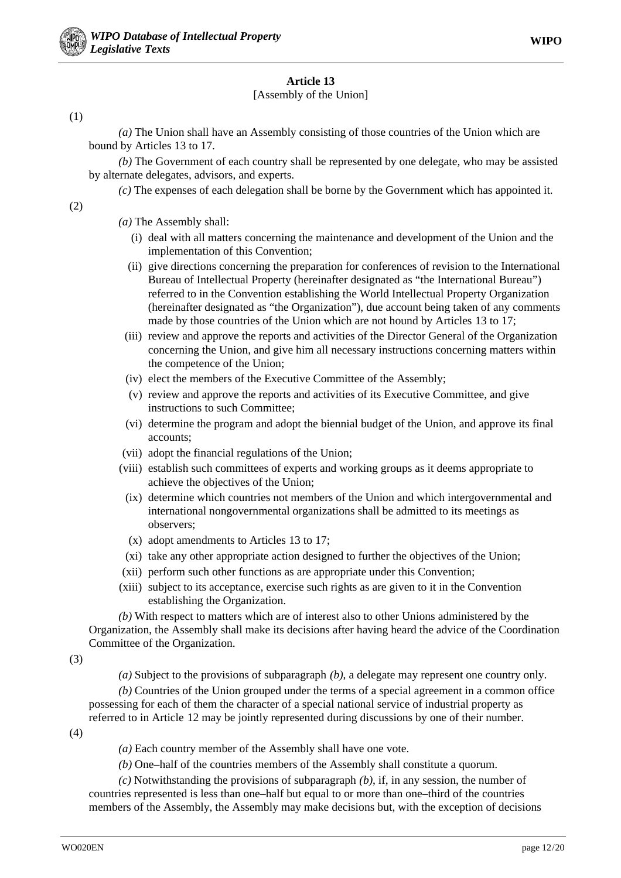**Article 13**

[Assembly of the Union]

(1)

*(a)* The Union shall have an Assembly consisting of those countries of the Union which are bound by Articles 13 to 17.

*(b)* The Government of each country shall be represented by one delegate, who may be assisted by alternate delegates, advisors, and experts.

*(c)* The expenses of each delegation shall be borne by the Government which has appointed it.

(2)

*(a)* The Assembly shall:

- (i) deal with all matters concerning the maintenance and development of the Union and the implementation of this Convention;
- (ii) give directions concerning the preparation for conferences of revision to the International Bureau of Intellectual Property (hereinafter designated as “the International Bureau”) referred to in the Convention establishing the World Intellectual Property Organization (hereinafter designated as “the Organization”), due account being taken of any comments made by those countries of the Union which are not hound by Articles 13 to 17;
- (iii) review and approve the reports and activities of the Director General of the Organization concerning the Union, and give him all necessary instructions concerning matters within the competence of the Union;
- (iv) elect the members of the Executive Committee of the Assembly;
- (v) review and approve the reports and activities of its Executive Committee, and give instructions to such Committee;
- (vi) determine the program and adopt the biennial budget of the Union, and approve its final accounts;
- (vii) adopt the financial regulations of the Union;
- (viii) establish such committees of experts and working groups as it deems appropriate to achieve the objectives of the Union;
- (ix) determine which countries not members of the Union and which intergovernmental and international nongovernmental organizations shall be admitted to its meetings as observers;
- (x) adopt amendments to Articles 13 to 17;
- (xi) take any other appropriate action designed to further the objectives of the Union;
- (xii) perform such other functions as are appropriate under this Convention;
- (xiii) subject to its acceptance, exercise such rights as are given to it in the Convention establishing the Organization.

*(b)* With respect to matters which are of interest also to other Unions administered by the Organization, the Assembly shall make its decisions after having heard the advice of the Coordination Committee of the Organization.

(3)

*(a)* Subject to the provisions of subparagraph *(b)*, a delegate may represent one country only.

*(b)* Countries of the Union grouped under the terms of a special agreement in a common office possessing for each of them the character of a special national service of industrial property as referred to in Article 12 may be jointly represented during discussions by one of their number.

(4)

*(a)* Each country member of the Assembly shall have one vote.

*(b)* One–half of the countries members of the Assembly shall constitute a quorum.

*(c)* Notwithstanding the provisions of subparagraph *(b)*, if, in any session, the number of countries represented is less than one–half but equal to or more than one–third of the countries members of the Assembly, the Assembly may make decisions but, with the exception of decisions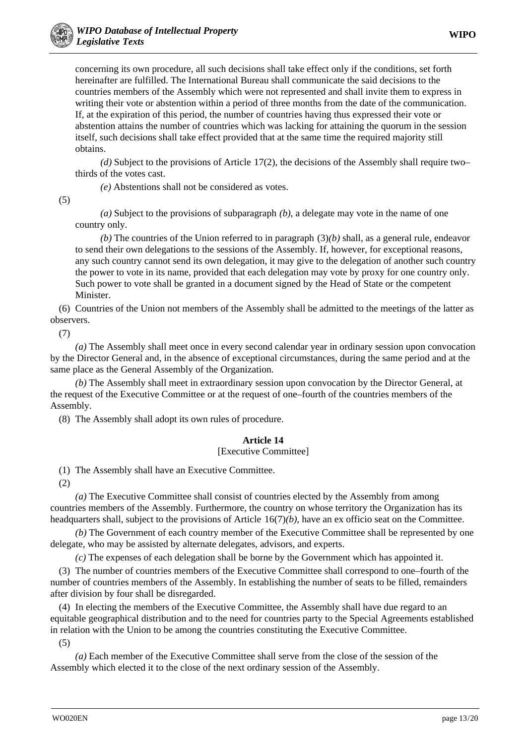concerning its own procedure, all such decisions shall take effect only if the conditions, set forth hereinafter are fulfilled. The International Bureau shall communicate the said decisions to the countries members of the Assembly which were not represented and shall invite them to express in writing their vote or abstention within a period of three months from the date of the communication. If, at the expiration of this period, the number of countries having thus expressed their vote or abstention attains the number of countries which was lacking for attaining the quorum in the session itself, such decisions shall take effect provided that at the same time the required majority still obtains.

*(d)* Subject to the provisions of Article 17(2), the decisions of the Assembly shall require two–thirds of the votes cast.

*(e)* Abstentions shall not be considered as votes.

(5)

*(a)* Subject to the provisions of subparagraph *(b)*, a delegate may vote in the name of one country only.

*(b)* The countries of the Union referred to in paragraph (3)*(b)* shall, as a general rule, endeavor to send their own delegations to the sessions of the Assembly. If, however, for exceptional reasons, any such country cannot send its own delegation, it may give to the delegation of another such country the power to vote in its name, provided that each delegation may vote by proxy for one country only. Such power to vote shall be granted in a document signed by the Head of State or the competent Minister.

(6) Countries of the Union not members of the Assembly shall be admitted to the meetings of the latter as observers.

(7)

*(a)* The Assembly shall meet once in every second calendar year in ordinary session upon convocation by the Director General and, in the absence of exceptional circumstances, during the same period and at the same place as the General Assembly of the Organization.

*(b)* The Assembly shall meet in extraordinary session upon convocation by the Director General, at the request of the Executive Committee or at the request of one–fourth of the countries members of the Assembly.

(8) The Assembly shall adopt its own rules of procedure.

**Article 14**
[Executive Committee]

(1) The Assembly shall have an Executive Committee.

(2)

*(a)* The Executive Committee shall consist of countries elected by the Assembly from among countries members of the Assembly. Furthermore, the country on whose territory the Organization has its headquarters shall, subject to the provisions of Article 16(7)*(b)*, have an ex officio seat on the Committee.

*(b)* The Government of each country member of the Executive Committee shall be represented by one delegate, who may be assisted by alternate delegates, advisors, and experts.

*(c)* The expenses of each delegation shall be borne by the Government which has appointed it.

(3) The number of countries members of the Executive Committee shall correspond to one–fourth of the number of countries members of the Assembly. In establishing the number of seats to be filled, remainders after division by four shall be disregarded.

(4) In electing the members of the Executive Committee, the Assembly shall have due regard to an equitable geographical distribution and to the need for countries party to the Special Agreements established in relation with the Union to be among the countries constituting the Executive Committee.

(5)

*(a)* Each member of the Executive Committee shall serve from the close of the session of the Assembly which elected it to the close of the next ordinary session of the Assembly.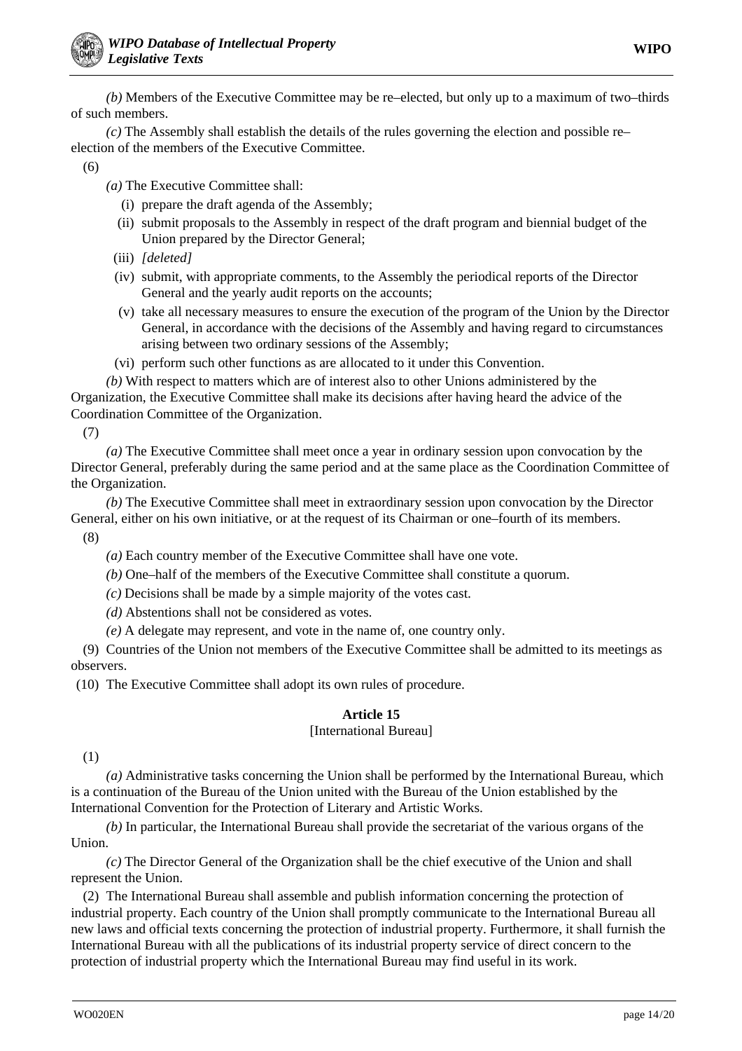*(b)* Members of the Executive Committee may be re–elected, but only up to a maximum of two–thirds of such members.

*(c)* The Assembly shall establish the details of the rules governing the election and possible re–election of the members of the Executive Committee.

(6)

*(a)* The Executive Committee shall:

(i) prepare the draft agenda of the Assembly;

(ii) submit proposals to the Assembly in respect of the draft program and biennial budget of the Union prepared by the Director General;

(iii) *[deleted]*

(iv) submit, with appropriate comments, to the Assembly the periodical reports of the Director General and the yearly audit reports on the accounts;

(v) take all necessary measures to ensure the execution of the program of the Union by the Director General, in accordance with the decisions of the Assembly and having regard to circumstances arising between two ordinary sessions of the Assembly;

(vi) perform such other functions as are allocated to it under this Convention.

*(b)* With respect to matters which are of interest also to other Unions administered by the Organization, the Executive Committee shall make its decisions after having heard the advice of the Coordination Committee of the Organization.

(7)

*(a)* The Executive Committee shall meet once a year in ordinary session upon convocation by the Director General, preferably during the same period and at the same place as the Coordination Committee of the Organization.

*(b)* The Executive Committee shall meet in extraordinary session upon convocation by the Director General, either on his own initiative, or at the request of its Chairman or one–fourth of its members.

(8)

*(a)* Each country member of the Executive Committee shall have one vote.

*(b)* One–half of the members of the Executive Committee shall constitute a quorum.

*(c)* Decisions shall be made by a simple majority of the votes cast.

*(d)* Abstentions shall not be considered as votes.

*(e)* A delegate may represent, and vote in the name of, one country only.

(9) Countries of the Union not members of the Executive Committee shall be admitted to its meetings as observers.

(10) The Executive Committee shall adopt its own rules of procedure.

**Article 15**
[International Bureau]

(1)

*(a)* Administrative tasks concerning the Union shall be performed by the International Bureau, which is a continuation of the Bureau of the Union united with the Bureau of the Union established by the International Convention for the Protection of Literary and Artistic Works.

*(b)* In particular, the International Bureau shall provide the secretariat of the various organs of the Union.

*(c)* The Director General of the Organization shall be the chief executive of the Union and shall represent the Union.

(2) The International Bureau shall assemble and publish information concerning the protection of industrial property. Each country of the Union shall promptly communicate to the International Bureau all new laws and official texts concerning the protection of industrial property. Furthermore, it shall furnish the International Bureau with all the publications of its industrial property service of direct concern to the protection of industrial property which the International Bureau may find useful in its work.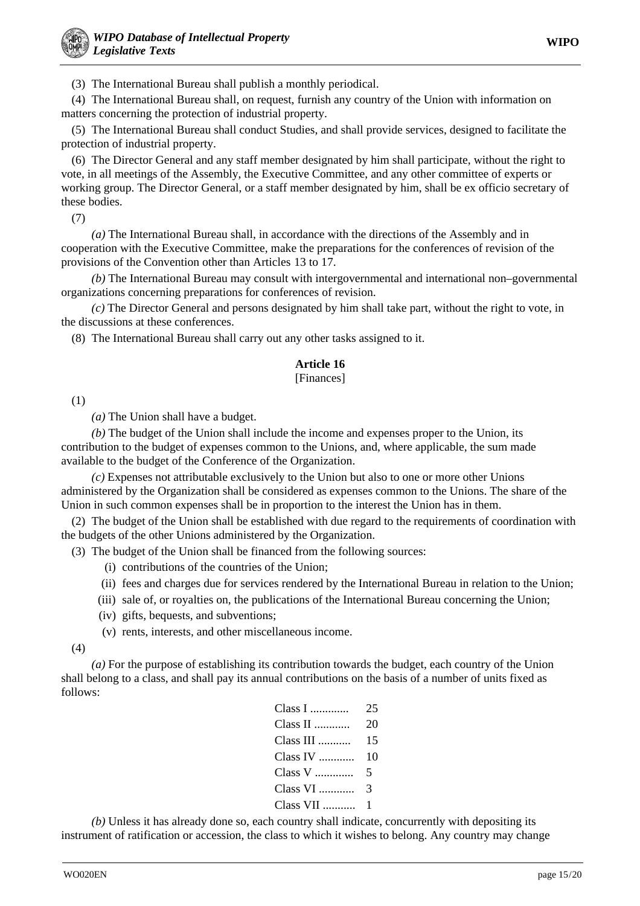(3) The International Bureau shall publish a monthly periodical.

(4) The International Bureau shall, on request, furnish any country of the Union with information on matters concerning the protection of industrial property.

(5) The International Bureau shall conduct Studies, and shall provide services, designed to facilitate the protection of industrial property.

(6) The Director General and any staff member designated by him shall participate, without the right to vote, in all meetings of the Assembly, the Executive Committee, and any other committee of experts or working group. The Director General, or a staff member designated by him, shall be ex officio secretary of these bodies.

(7)

*(a)* The International Bureau shall, in accordance with the directions of the Assembly and in cooperation with the Executive Committee, make the preparations for the conferences of revision of the provisions of the Convention other than Articles 13 to 17.

*(b)* The International Bureau may consult with intergovernmental and international non–governmental organizations concerning preparations for conferences of revision.

*(c)* The Director General and persons designated by him shall take part, without the right to vote, in the discussions at these conferences.

(8) The International Bureau shall carry out any other tasks assigned to it.

## Article 16
[Finances]

(1)

*(a)* The Union shall have a budget.

*(b)* The budget of the Union shall include the income and expenses proper to the Union, its contribution to the budget of expenses common to the Unions, and, where applicable, the sum made available to the budget of the Conference of the Organization.

*(c)* Expenses not attributable exclusively to the Union but also to one or more other Unions administered by the Organization shall be considered as expenses common to the Unions. The share of the Union in such common expenses shall be in proportion to the interest the Union has in them.

(2) The budget of the Union shall be established with due regard to the requirements of coordination with the budgets of the other Unions administered by the Organization.

(3) The budget of the Union shall be financed from the following sources:

(i) contributions of the countries of the Union;

(ii) fees and charges due for services rendered by the International Bureau in relation to the Union;

(iii) sale of, or royalties on, the publications of the International Bureau concerning the Union;

(iv) gifts, bequests, and subventions;

(v) rents, interests, and other miscellaneous income.

(4)

*(a)* For the purpose of establishing its contribution towards the budget, each country of the Union shall belong to a class, and shall pay its annual contributions on the basis of a number of units fixed as follows:

| | |
|---|---|
| Class I ............. | 25 |
| Class II ............ | 20 |
| Class III ........... | 15 |
| Class IV ............ | 10 |
| Class V ............. | 5 |
| Class VI ............ | 3 |
| Class VII ........... | 1 |

*(b)* Unless it has already done so, each country shall indicate, concurrently with depositing its instrument of ratification or accession, the class to which it wishes to belong. Any country may change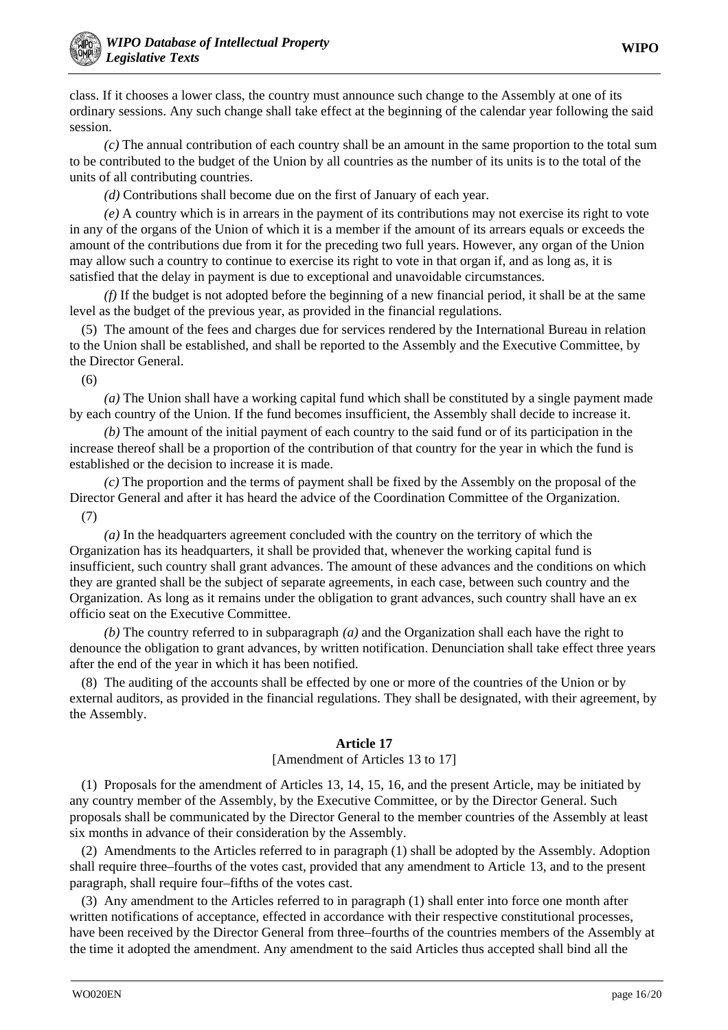class. If it chooses a lower class, the country must announce such change to the Assembly at one of its ordinary sessions. Any such change shall take effect at the beginning of the calendar year following the said session.

*(c)* The annual contribution of each country shall be an amount in the same proportion to the total sum to be contributed to the budget of the Union by all countries as the number of its units is to the total of the units of all contributing countries.

*(d)* Contributions shall become due on the first of January of each year.

*(e)* A country which is in arrears in the payment of its contributions may not exercise its right to vote in any of the organs of the Union of which it is a member if the amount of its arrears equals or exceeds the amount of the contributions due from it for the preceding two full years. However, any organ of the Union may allow such a country to continue to exercise its right to vote in that organ if, and as long as, it is satisfied that the delay in payment is due to exceptional and unavoidable circumstances.

*(f)* If the budget is not adopted before the beginning of a new financial period, it shall be at the same level as the budget of the previous year, as provided in the financial regulations.

(5) The amount of the fees and charges due for services rendered by the International Bureau in relation to the Union shall be established, and shall be reported to the Assembly and the Executive Committee, by the Director General.

(6)

*(a)* The Union shall have a working capital fund which shall be constituted by a single payment made by each country of the Union. If the fund becomes insufficient, the Assembly shall decide to increase it.

*(b)* The amount of the initial payment of each country to the said fund or of its participation in the increase thereof shall be a proportion of the contribution of that country for the year in which the fund is established or the decision to increase it is made.

*(c)* The proportion and the terms of payment shall be fixed by the Assembly on the proposal of the Director General and after it has heard the advice of the Coordination Committee of the Organization.

(7)

*(a)* In the headquarters agreement concluded with the country on the territory of which the Organization has its headquarters, it shall be provided that, whenever the working capital fund is insufficient, such country shall grant advances. The amount of these advances and the conditions on which they are granted shall be the subject of separate agreements, in each case, between such country and the Organization. As long as it remains under the obligation to grant advances, such country shall have an ex officio seat on the Executive Committee.

*(b)* The country referred to in subparagraph *(a)* and the Organization shall each have the right to denounce the obligation to grant advances, by written notification. Denunciation shall take effect three years after the end of the year in which it has been notified.

(8) The auditing of the accounts shall be effected by one or more of the countries of the Union or by external auditors, as provided in the financial regulations. They shall be designated, with their agreement, by the Assembly.

**Article 17**

[Amendment of Articles 13 to 17]

(1) Proposals for the amendment of Articles 13, 14, 15, 16, and the present Article, may be initiated by any country member of the Assembly, by the Executive Committee, or by the Director General. Such proposals shall be communicated by the Director General to the member countries of the Assembly at least six months in advance of their consideration by the Assembly.

(2) Amendments to the Articles referred to in paragraph (1) shall be adopted by the Assembly. Adoption shall require three–fourths of the votes cast, provided that any amendment to Article 13, and to the present paragraph, shall require four–fifths of the votes cast.

(3) Any amendment to the Articles referred to in paragraph (1) shall enter into force one month after written notifications of acceptance, effected in accordance with their respective constitutional processes, have been received by the Director General from three–fourths of the countries members of the Assembly at the time it adopted the amendment. Any amendment to the said Articles thus accepted shall bind all the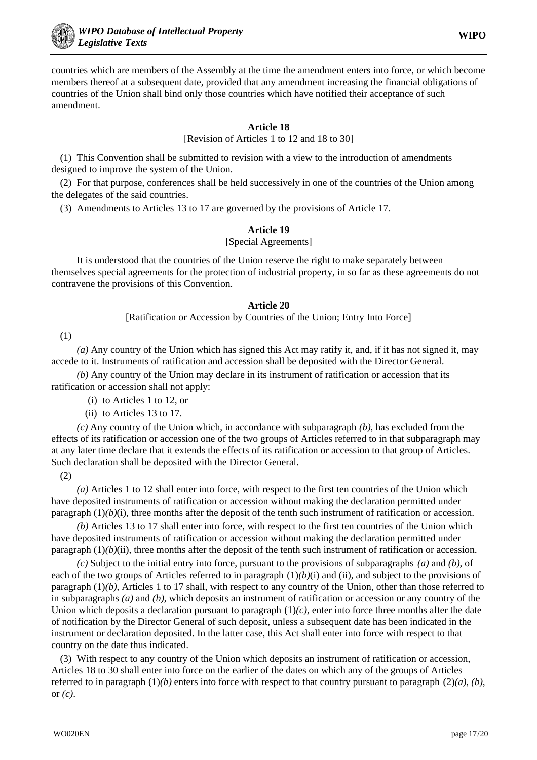countries which are members of the Assembly at the time the amendment enters into force, or which become members thereof at a subsequent date, provided that any amendment increasing the financial obligations of countries of the Union shall bind only those countries which have notified their acceptance of such amendment.

### Article 18

[Revision of Articles 1 to 12 and 18 to 30]

(1) This Convention shall be submitted to revision with a view to the introduction of amendments designed to improve the system of the Union.

(2) For that purpose, conferences shall be held successively in one of the countries of the Union among the delegates of the said countries.

(3) Amendments to Articles 13 to 17 are governed by the provisions of Article 17.

### Article 19

[Special Agreements]

It is understood that the countries of the Union reserve the right to make separately between themselves special agreements for the protection of industrial property, in so far as these agreements do not contravene the provisions of this Convention.

### Article 20

[Ratification or Accession by Countries of the Union; Entry Into Force]

(1)

*(a)* Any country of the Union which has signed this Act may ratify it, and, if it has not signed it, may accede to it. Instruments of ratification and accession shall be deposited with the Director General.

*(b)* Any country of the Union may declare in its instrument of ratification or accession that its ratification or accession shall not apply:

(i) to Articles 1 to 12, or

(ii) to Articles 13 to 17.

*(c)* Any country of the Union which, in accordance with subparagraph *(b)*, has excluded from the effects of its ratification or accession one of the two groups of Articles referred to in that subparagraph may at any later time declare that it extends the effects of its ratification or accession to that group of Articles. Such declaration shall be deposited with the Director General.

(2)

*(a)* Articles 1 to 12 shall enter into force, with respect to the first ten countries of the Union which have deposited instruments of ratification or accession without making the declaration permitted under paragraph (1)*(b)*(i), three months after the deposit of the tenth such instrument of ratification or accession.

*(b)* Articles 13 to 17 shall enter into force, with respect to the first ten countries of the Union which have deposited instruments of ratification or accession without making the declaration permitted under paragraph (1)*(b)*(ii), three months after the deposit of the tenth such instrument of ratification or accession.

*(c)* Subject to the initial entry into force, pursuant to the provisions of subparagraphs *(a)* and *(b)*, of each of the two groups of Articles referred to in paragraph (1)*(b)*(i) and (ii), and subject to the provisions of paragraph (1)*(b)*, Articles 1 to 17 shall, with respect to any country of the Union, other than those referred to in subparagraphs *(a)* and *(b)*, which deposits an instrument of ratification or accession or any country of the Union which deposits a declaration pursuant to paragraph (1)*(c)*, enter into force three months after the date of notification by the Director General of such deposit, unless a subsequent date has been indicated in the instrument or declaration deposited. In the latter case, this Act shall enter into force with respect to that country on the date thus indicated.

(3) With respect to any country of the Union which deposits an instrument of ratification or accession, Articles 18 to 30 shall enter into force on the earlier of the dates on which any of the groups of Articles referred to in paragraph (1)*(b)* enters into force with respect to that country pursuant to paragraph (2)*(a)*, *(b)*, or *(c)*.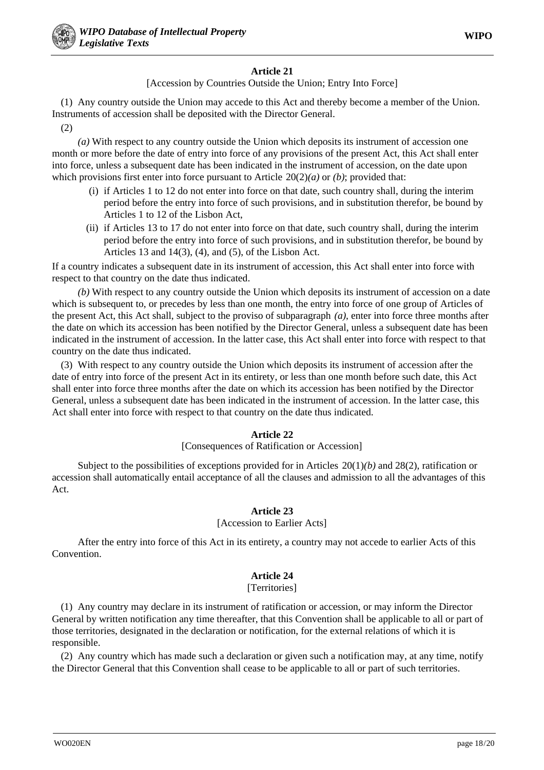**Article 21**

[Accession by Countries Outside the Union; Entry Into Force]

(1) Any country outside the Union may accede to this Act and thereby become a member of the Union. Instruments of accession shall be deposited with the Director General.

(2)

*(a)* With respect to any country outside the Union which deposits its instrument of accession one month or more before the date of entry into force of any provisions of the present Act, this Act shall enter into force, unless a subsequent date has been indicated in the instrument of accession, on the date upon which provisions first enter into force pursuant to Article 20(2)*(a)* or *(b)*; provided that:

- (i) if Articles 1 to 12 do not enter into force on that date, such country shall, during the interim period before the entry into force of such provisions, and in substitution therefor, be bound by Articles 1 to 12 of the Lisbon Act,
- (ii) if Articles 13 to 17 do not enter into force on that date, such country shall, during the interim period before the entry into force of such provisions, and in substitution therefor, be bound by Articles 13 and 14(3), (4), and (5), of the Lisbon Act.

If a country indicates a subsequent date in its instrument of accession, this Act shall enter into force with respect to that country on the date thus indicated.

*(b)* With respect to any country outside the Union which deposits its instrument of accession on a date which is subsequent to, or precedes by less than one month, the entry into force of one group of Articles of the present Act, this Act shall, subject to the proviso of subparagraph *(a)*, enter into force three months after the date on which its accession has been notified by the Director General, unless a subsequent date has been indicated in the instrument of accession. In the latter case, this Act shall enter into force with respect to that country on the date thus indicated.

(3) With respect to any country outside the Union which deposits its instrument of accession after the date of entry into force of the present Act in its entirety, or less than one month before such date, this Act shall enter into force three months after the date on which its accession has been notified by the Director General, unless a subsequent date has been indicated in the instrument of accession. In the latter case, this Act shall enter into force with respect to that country on the date thus indicated.

**Article 22**

[Consequences of Ratification or Accession]

Subject to the possibilities of exceptions provided for in Articles 20(1)*(b)* and 28(2), ratification or accession shall automatically entail acceptance of all the clauses and admission to all the advantages of this Act.

**Article 23**

[Accession to Earlier Acts]

After the entry into force of this Act in its entirety, a country may not accede to earlier Acts of this Convention.

**Article 24**

[Territories]

(1) Any country may declare in its instrument of ratification or accession, or may inform the Director General by written notification any time thereafter, that this Convention shall be applicable to all or part of those territories, designated in the declaration or notification, for the external relations of which it is responsible.

(2) Any country which has made such a declaration or given such a notification may, at any time, notify the Director General that this Convention shall cease to be applicable to all or part of such territories.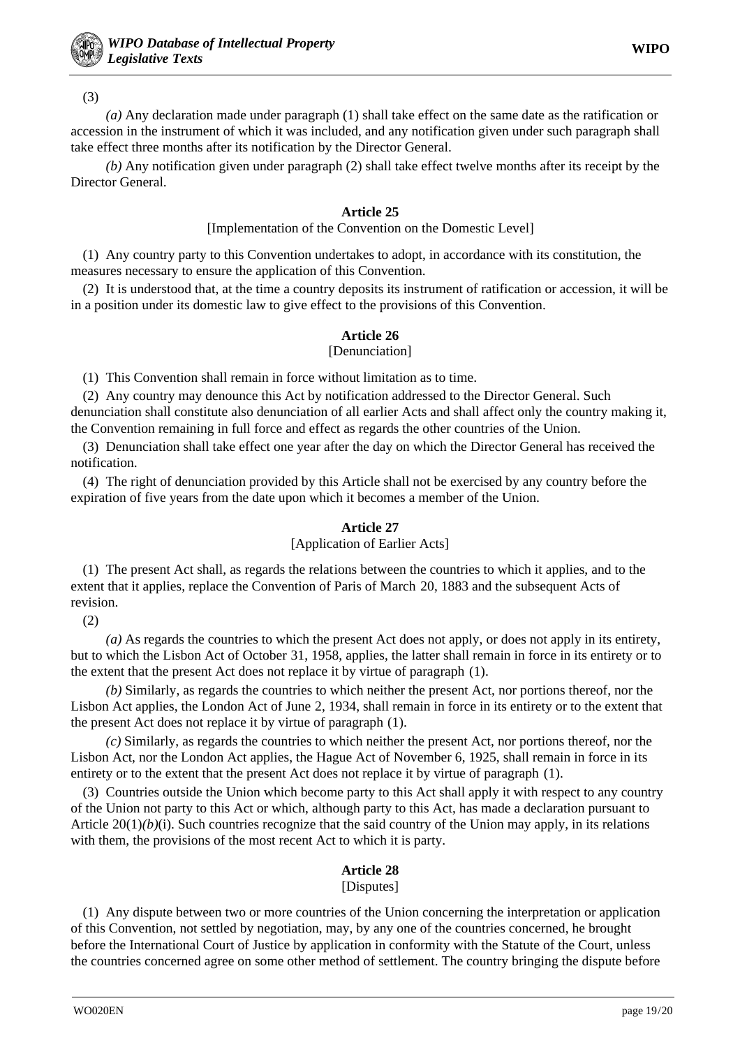(3)

*(a)* Any declaration made under paragraph (1) shall take effect on the same date as the ratification or accession in the instrument of which it was included, and any notification given under such paragraph shall take effect three months after its notification by the Director General.

*(b)* Any notification given under paragraph (2) shall take effect twelve months after its receipt by the Director General.

**Article 25**

[Implementation of the Convention on the Domestic Level]

(1) Any country party to this Convention undertakes to adopt, in accordance with its constitution, the measures necessary to ensure the application of this Convention.

(2) It is understood that, at the time a country deposits its instrument of ratification or accession, it will be in a position under its domestic law to give effect to the provisions of this Convention.

**Article 26**

[Denunciation]

(1) This Convention shall remain in force without limitation as to time.

(2) Any country may denounce this Act by notification addressed to the Director General. Such denunciation shall constitute also denunciation of all earlier Acts and shall affect only the country making it, the Convention remaining in full force and effect as regards the other countries of the Union.

(3) Denunciation shall take effect one year after the day on which the Director General has received the notification.

(4) The right of denunciation provided by this Article shall not be exercised by any country before the expiration of five years from the date upon which it becomes a member of the Union.

**Article 27**

[Application of Earlier Acts]

(1) The present Act shall, as regards the relations between the countries to which it applies, and to the extent that it applies, replace the Convention of Paris of March 20, 1883 and the subsequent Acts of revision.

(2)

*(a)* As regards the countries to which the present Act does not apply, or does not apply in its entirety, but to which the Lisbon Act of October 31, 1958, applies, the latter shall remain in force in its entirety or to the extent that the present Act does not replace it by virtue of paragraph (1).

*(b)* Similarly, as regards the countries to which neither the present Act, nor portions thereof, nor the Lisbon Act applies, the London Act of June 2, 1934, shall remain in force in its entirety or to the extent that the present Act does not replace it by virtue of paragraph (1).

*(c)* Similarly, as regards the countries to which neither the present Act, nor portions thereof, nor the Lisbon Act, nor the London Act applies, the Hague Act of November 6, 1925, shall remain in force in its entirety or to the extent that the present Act does not replace it by virtue of paragraph (1).

(3) Countries outside the Union which become party to this Act shall apply it with respect to any country of the Union not party to this Act or which, although party to this Act, has made a declaration pursuant to Article 20(1)*(b)*(i). Such countries recognize that the said country of the Union may apply, in its relations with them, the provisions of the most recent Act to which it is party.

**Article 28**

[Disputes]

(1) Any dispute between two or more countries of the Union concerning the interpretation or application of this Convention, not settled by negotiation, may, by any one of the countries concerned, he brought before the International Court of Justice by application in conformity with the Statute of the Court, unless the countries concerned agree on some other method of settlement. The country bringing the dispute before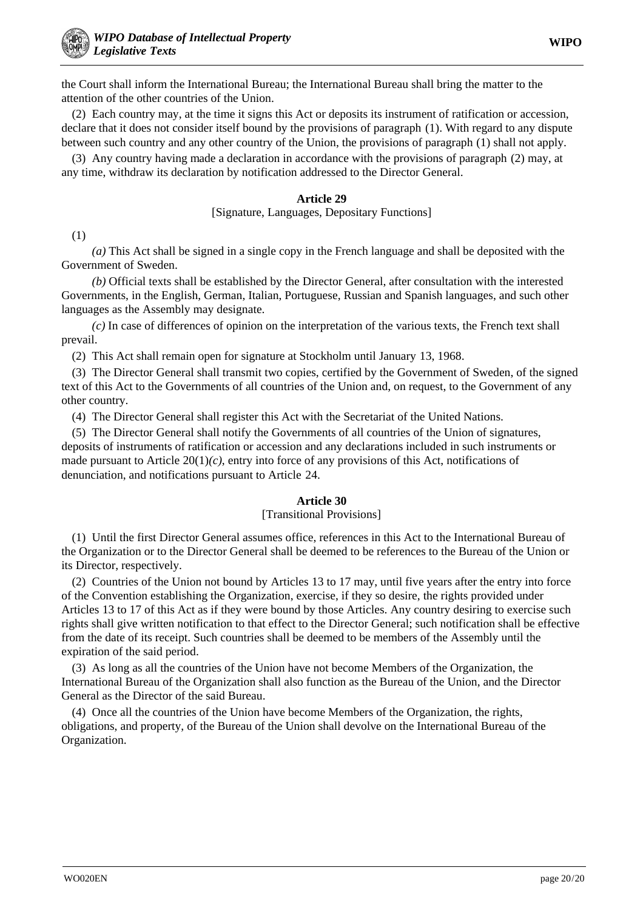the Court shall inform the International Bureau; the International Bureau shall bring the matter to the attention of the other countries of the Union.

(2) Each country may, at the time it signs this Act or deposits its instrument of ratification or accession, declare that it does not consider itself bound by the provisions of paragraph (1). With regard to any dispute between such country and any other country of the Union, the provisions of paragraph (1) shall not apply.

(3) Any country having made a declaration in accordance with the provisions of paragraph (2) may, at any time, withdraw its declaration by notification addressed to the Director General.

**Article 29**

[Signature, Languages, Depositary Functions]

(1)

*(a)* This Act shall be signed in a single copy in the French language and shall be deposited with the Government of Sweden.

*(b)* Official texts shall be established by the Director General, after consultation with the interested Governments, in the English, German, Italian, Portuguese, Russian and Spanish languages, and such other languages as the Assembly may designate.

*(c)* In case of differences of opinion on the interpretation of the various texts, the French text shall prevail.

(2) This Act shall remain open for signature at Stockholm until January 13, 1968.

(3) The Director General shall transmit two copies, certified by the Government of Sweden, of the signed text of this Act to the Governments of all countries of the Union and, on request, to the Government of any other country.

(4) The Director General shall register this Act with the Secretariat of the United Nations.

(5) The Director General shall notify the Governments of all countries of the Union of signatures, deposits of instruments of ratification or accession and any declarations included in such instruments or made pursuant to Article 20(1)*(c)*, entry into force of any provisions of this Act, notifications of denunciation, and notifications pursuant to Article 24.

**Article 30**

[Transitional Provisions]

(1) Until the first Director General assumes office, references in this Act to the International Bureau of the Organization or to the Director General shall be deemed to be references to the Bureau of the Union or its Director, respectively.

(2) Countries of the Union not bound by Articles 13 to 17 may, until five years after the entry into force of the Convention establishing the Organization, exercise, if they so desire, the rights provided under Articles 13 to 17 of this Act as if they were bound by those Articles. Any country desiring to exercise such rights shall give written notification to that effect to the Director General; such notification shall be effective from the date of its receipt. Such countries shall be deemed to be members of the Assembly until the expiration of the said period.

(3) As long as all the countries of the Union have not become Members of the Organization, the International Bureau of the Organization shall also function as the Bureau of the Union, and the Director General as the Director of the said Bureau.

(4) Once all the countries of the Union have become Members of the Organization, the rights, obligations, and property, of the Bureau of the Union shall devolve on the International Bureau of the Organization.